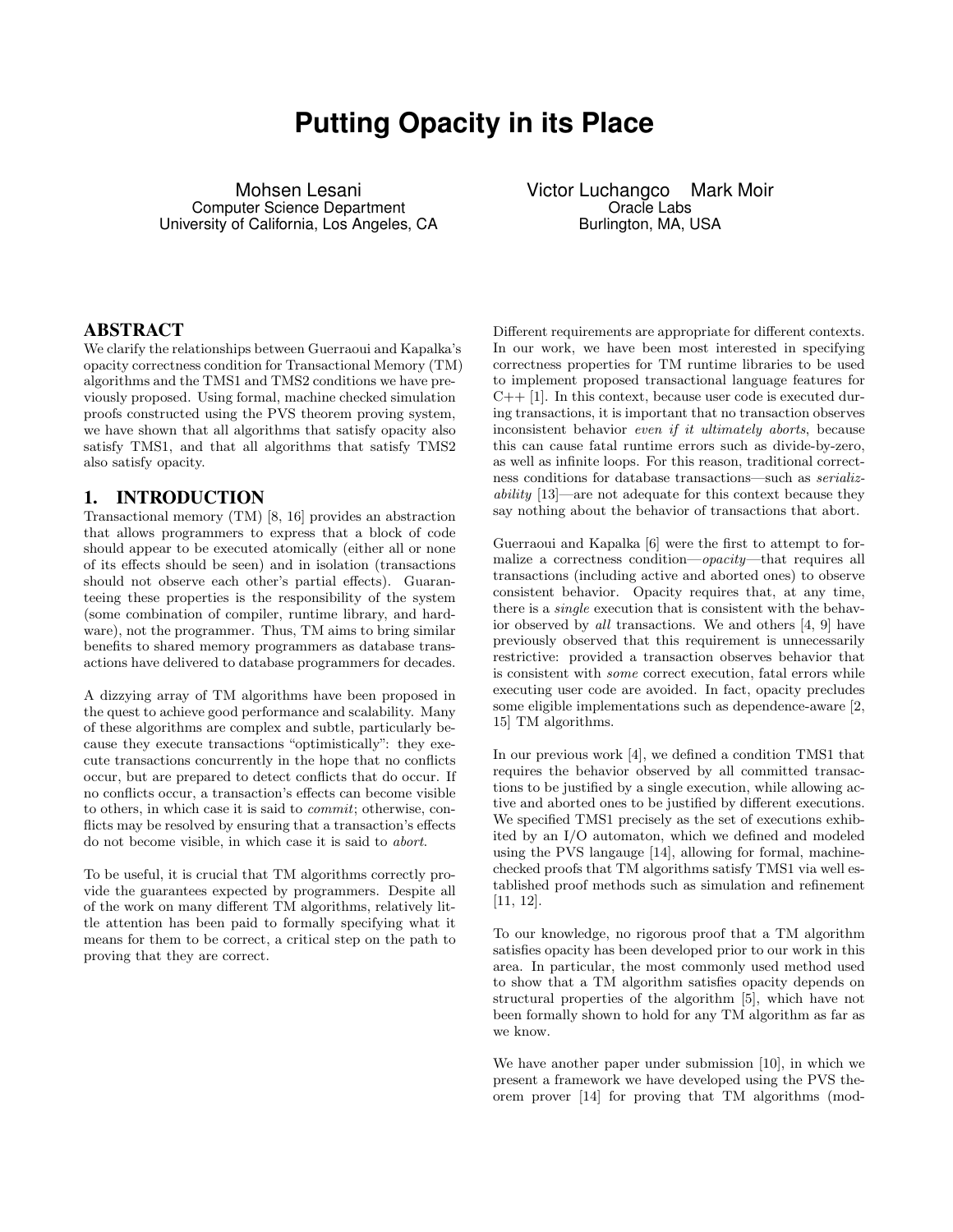# Putting Opacity in its Place

Mohsen Lesani
Computer Science Department
University of California, Los Angeles, CA

Victor Luchangco Mark Moir
Oracle Labs
Burlington, MA, USA

## ABSTRACT

We clarify the relationships between Guerraoui and Kapalka's opacity correctness condition for Transactional Memory (TM) algorithms and the TMS1 and TMS2 conditions we have previously proposed. Using formal, machine checked simulation proofs constructed using the PVS theorem proving system, we have shown that all algorithms that satisfy opacity also satisfy TMS1, and that all algorithms that satisfy TMS2 also satisfy opacity.

## 1. INTRODUCTION

Transactional memory (TM) [8, 16] provides an abstraction that allows programmers to express that a block of code should appear to be executed atomically (either all or none of its effects should be seen) and in isolation (transactions should not observe each other's partial effects). Guaranteeing these properties is the responsibility of the system (some combination of compiler, runtime library, and hardware), not the programmer. Thus, TM aims to bring similar benefits to shared memory programmers as database transactions have delivered to database programmers for decades.

A dizzying array of TM algorithms have been proposed in the quest to achieve good performance and scalability. Many of these algorithms are complex and subtle, particularly because they execute transactions "optimistically": they execute transactions concurrently in the hope that no conflicts occur, but are prepared to detect conflicts that do occur. If no conflicts occur, a transaction's effects can become visible to others, in which case it is said to *commit*; otherwise, conflicts may be resolved by ensuring that a transaction's effects do not become visible, in which case it is said to *abort*.

To be useful, it is crucial that TM algorithms correctly provide the guarantees expected by programmers. Despite all of the work on many different TM algorithms, relatively little attention has been paid to formally specifying what it means for them to be correct, a critical step on the path to proving that they are correct.

Different requirements are appropriate for different contexts. In our work, we have been most interested in specifying correctness properties for TM runtime libraries to be used to implement proposed transactional language features for C++ [1]. In this context, because user code is executed during transactions, it is important that no transaction observes inconsistent behavior *even if it ultimately aborts*, because this can cause fatal runtime errors such as divide-by-zero, as well as infinite loops. For this reason, traditional correctness conditions for database transactions—such as *serializability* [13]—are not adequate for this context because they say nothing about the behavior of transactions that abort.

Guerraoui and Kapalka [6] were the first to attempt to formalize a correctness condition—*opacity*—that requires all transactions (including active and aborted ones) to observe consistent behavior. Opacity requires that, at any time, there is a *single* execution that is consistent with the behavior observed by *all* transactions. We and others [4, 9] have previously observed that this requirement is unnecessarily restrictive: provided a transaction observes behavior that is consistent with *some* correct execution, fatal errors while executing user code are avoided. In fact, opacity precludes some eligible implementations such as dependence-aware [2, 15] TM algorithms.

In our previous work [4], we defined a condition TMS1 that requires the behavior observed by all committed transactions to be justified by a single execution, while allowing active and aborted ones to be justified by different executions. We specified TMS1 precisely as the set of executions exhibited by an I/O automaton, which we defined and modeled using the PVS langauge [14], allowing for formal, machine-checked proofs that TM algorithms satisfy TMS1 via well established proof methods such as simulation and refinement [11, 12].

To our knowledge, no rigorous proof that a TM algorithm satisfies opacity has been developed prior to our work in this area. In particular, the most commonly used method used to show that a TM algorithm satisfies opacity depends on structural properties of the algorithm [5], which have not been formally shown to hold for any TM algorithm as far as we know.

We have another paper under submission [10], in which we present a framework we have developed using the PVS theorem prover [14] for proving that TM algorithms (mod-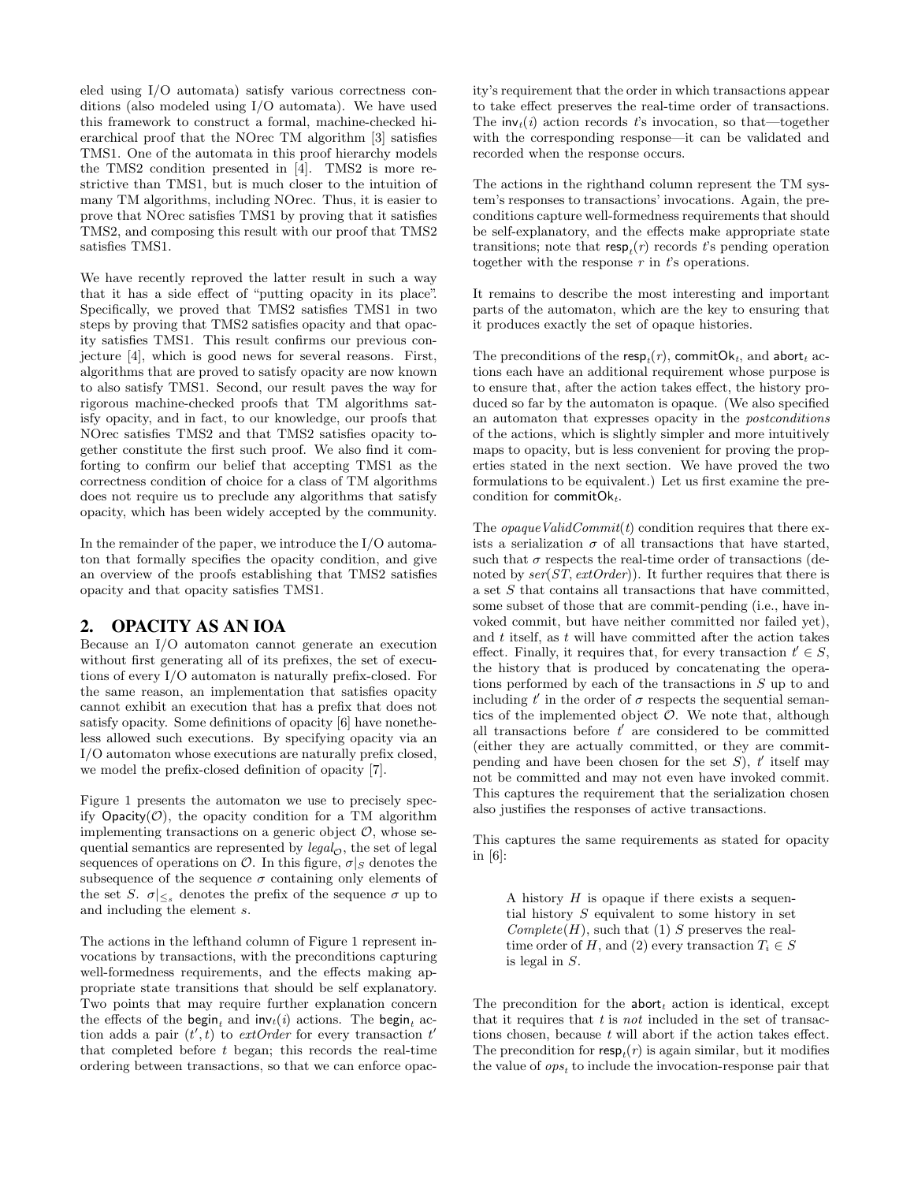eled using I/O automata) satisfy various correctness conditions (also modeled using I/O automata). We have used this framework to construct a formal, machine-checked hierarchical proof that the NOrec TM algorithm [3] satisfies TMS1. One of the automata in this proof hierarchy models the TMS2 condition presented in [4]. TMS2 is more restrictive than TMS1, but is much closer to the intuition of many TM algorithms, including NOrec. Thus, it is easier to prove that NOrec satisfies TMS1 by proving that it satisfies TMS2, and composing this result with our proof that TMS2 satisfies TMS1.

We have recently reproved the latter result in such a way that it has a side effect of "putting opacity in its place". Specifically, we proved that TMS2 satisfies TMS1 in two steps by proving that TMS2 satisfies opacity and that opacity satisfies TMS1. This result confirms our previous conjecture [4], which is good news for several reasons. First, algorithms that are proved to satisfy opacity are now known to also satisfy TMS1. Second, our result paves the way for rigorous machine-checked proofs that TM algorithms satisfy opacity, and in fact, to our knowledge, our proofs that NOrec satisfies TMS2 and that TMS2 satisfies opacity together constitute the first such proof. We also find it comforting to confirm our belief that accepting TMS1 as the correctness condition of choice for a class of TM algorithms does not require us to preclude any algorithms that satisfy opacity, which has been widely accepted by the community.

In the remainder of the paper, we introduce the I/O automaton that formally specifies the opacity condition, and give an overview of the proofs establishing that TMS2 satisfies opacity and that opacity satisfies TMS1.

## 2. OPACITY AS AN IOA

Because an I/O automaton cannot generate an execution without first generating all of its prefixes, the set of executions of every I/O automaton is naturally prefix-closed. For the same reason, an implementation that satisfies opacity cannot exhibit an execution that has a prefix that does not satisfy opacity. Some definitions of opacity [6] have nonetheless allowed such executions. By specifying opacity via an I/O automaton whose executions are naturally prefix closed, we model the prefix-closed definition of opacity [7].

Figure 1 presents the automaton we use to precisely specify $\mathsf{Opacity}(\mathcal{O})$, the opacity condition for a TM algorithm implementing transactions on a generic object $\mathcal{O}$, whose sequential semantics are represented by $legal_{\mathcal{O}}$, the set of legal sequences of operations on $\mathcal{O}$. In this figure, $\sigma|_S$ denotes the subsequence of the sequence $\sigma$ containing only elements of the set $S$. $\sigma|_{\leq_s}$ denotes the prefix of the sequence $\sigma$ up to and including the element $s$.

The actions in the lefthand column of Figure 1 represent invocations by transactions, with the preconditions capturing well-formedness requirements, and the effects making appropriate state transitions that should be self explanatory. Two points that may require further explanation concern the effects of the $\mathsf{begin}_t$ and $\mathsf{inv}_t(i)$ actions. The $\mathsf{begin}_t$ action adds a pair $(t', t)$ to *extOrder* for every transaction $t'$ that completed before $t$ began; this records the real-time ordering between transactions, so that we can enforce opacity's requirement that the order in which transactions appear to take effect preserves the real-time order of transactions. The $\mathsf{inv}_t(i)$ action records $t$'s invocation, so that—together with the corresponding response—it can be validated and recorded when the response occurs.

The actions in the righthand column represent the TM system's responses to transactions' invocations. Again, the preconditions capture well-formedness requirements that should be self-explanatory, and the effects make appropriate state transitions; note that $\mathsf{resp}_t(r)$ records $t$'s pending operation together with the response $r$ in $t$'s operations.

It remains to describe the most interesting and important parts of the automaton, which are the key to ensuring that it produces exactly the set of opaque histories.

The preconditions of the $\mathsf{resp}_t(r)$, $\mathsf{commitOk}_t$, and $\mathsf{abort}_t$ actions each have an additional requirement whose purpose is to ensure that, after the action takes effect, the history produced so far by the automaton is opaque. (We also specified an automaton that expresses opacity in the *postconditions* of the actions, which is slightly simpler and more intuitively maps to opacity, but is less convenient for proving the properties stated in the next section. We have proved the two formulations to be equivalent.) Let us first examine the precondition for $\mathsf{commitOk}_t$.

The $opaqueValidCommit(t)$ condition requires that there exists a serialization $\sigma$ of all transactions that have started, such that $\sigma$ respects the real-time order of transactions (denoted by $ser(ST, extOrder)$). It further requires that there is a set $S$ that contains all transactions that have committed, some subset of those that are commit-pending (i.e., have invoked commit, but have neither committed nor failed yet), and $t$ itself, as $t$ will have committed after the action takes effect. Finally, it requires that, for every transaction $t' \in S$, the history that is produced by concatenating the operations performed by each of the transactions in $S$ up to and including $t'$ in the order of $\sigma$ respects the sequential semantics of the implemented object $\mathcal{O}$. We note that, although all transactions before $t'$ are considered to be committed (either they are actually committed, or they are commit-pending and have been chosen for the set $S$), $t'$ itself may not be committed and may not even have invoked commit. This captures the requirement that the serialization chosen also justifies the responses of active transactions.

This captures the same requirements as stated for opacity in [6]:

> A history $H$ is opaque if there exists a sequential history $S$ equivalent to some history in set $Complete(H)$, such that (1) $S$ preserves the real-time order of $H$, and (2) every transaction $T_i \in S$ is legal in $S$.

The precondition for the $\mathsf{abort}_t$ action is identical, except that it requires that $t$ is *not* included in the set of transactions chosen, because $t$ will abort if the action takes effect. The precondition for $\mathsf{resp}_t(r)$ is again similar, but it modifies the value of $ops_t$ to include the invocation-response pair that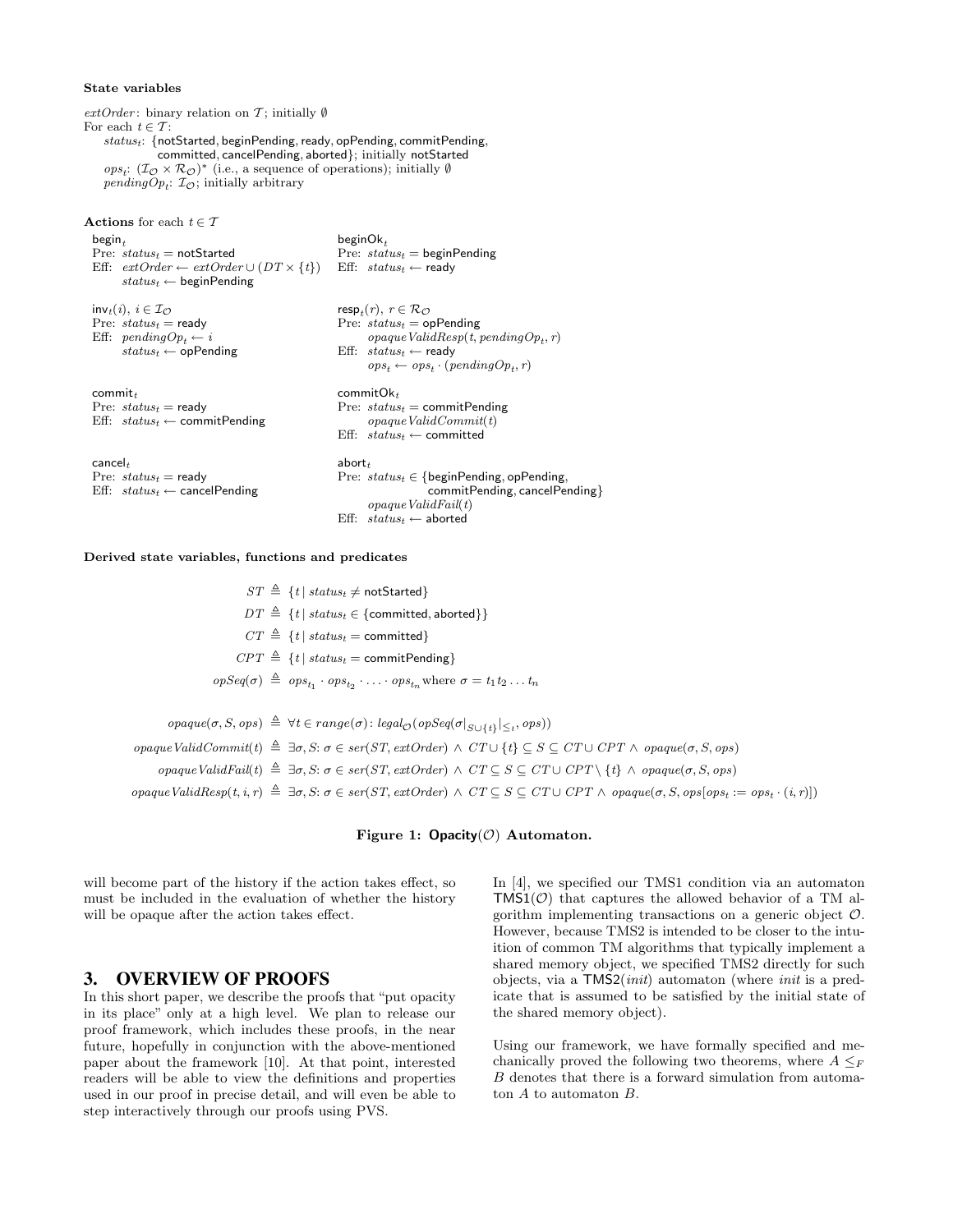**State variables**

$extOrder$: binary relation on $\mathcal{T}$; initially $\emptyset$
For each $t \in \mathcal{T}$:
 $status_t$: {notStarted, beginPending, ready, opPending, commitPending, committed, cancelPending, aborted}; initially notStarted
 $ops_t$: $(\mathcal{I}_\mathcal{O} \times \mathcal{R}_\mathcal{O})^*$ (i.e., a sequence of operations); initially $\emptyset$
 $pendingOp_t$: $\mathcal{I}_\mathcal{O}$; initially arbitrary

**Actions** for each $t \in \mathcal{T}$

$\mathsf{begin}_t$
Pre: $status_t = \mathsf{notStarted}$
Eff: $extOrder \leftarrow extOrder \cup (DT \times \{t\})$
 $status_t \leftarrow \mathsf{beginPending}$

$\mathsf{beginOk}_t$
Pre: $status_t = \mathsf{beginPending}$
Eff: $status_t \leftarrow \mathsf{ready}$

$\mathsf{inv}_t(i)$, $i \in \mathcal{I}_\mathcal{O}$
Pre: $status_t = \mathsf{ready}$
Eff: $pendingOp_t \leftarrow i$
 $status_t \leftarrow \mathsf{opPending}$

$\mathsf{resp}_t(r)$, $r \in \mathcal{R}_\mathcal{O}$
Pre: $status_t = \mathsf{opPending}$
 $opaqueValidResp(t, pendingOp_t, r)$
Eff: $status_t \leftarrow \mathsf{ready}$
 $ops_t \leftarrow ops_t \cdot (pendingOp_t, r)$

$\mathsf{commit}_t$
Pre: $status_t = \mathsf{ready}$
Eff: $status_t \leftarrow \mathsf{commitPending}$

$\mathsf{commitOk}_t$
Pre: $status_t = \mathsf{commitPending}$
 $opaqueValidCommit(t)$
Eff: $status_t \leftarrow \mathsf{committed}$

$\mathsf{cancel}_t$
Pre: $status_t = \mathsf{ready}$
Eff: $status_t \leftarrow \mathsf{cancelPending}$

$\mathsf{abort}_t$
Pre: $status_t \in \{\mathsf{beginPending}, \mathsf{opPending}, \mathsf{commitPending}, \mathsf{cancelPending}\}$
 $opaqueValidFail(t)$
Eff: $status_t \leftarrow \mathsf{aborted}$

**Derived state variables, functions and predicates**

$$ST \triangleq \{t \mid status_t \neq \mathsf{notStarted}\}$$
$$DT \triangleq \{t \mid status_t \in \{\mathsf{committed}, \mathsf{aborted}\}\}$$
$$CT \triangleq \{t \mid status_t = \mathsf{committed}\}$$
$$CPT \triangleq \{t \mid status_t = \mathsf{commitPending}\}$$
$$opSeq(\sigma) \triangleq ops_{t_1} \cdot ops_{t_2} \cdot \ldots \cdot ops_{t_n} \text{ where } \sigma = t_1 t_2 \ldots t_n$$

$$opaque(\sigma, S, ops) \triangleq \forall t \in range(\sigma)\colon legal_\mathcal{O}(opSeq(\sigma|_{S \cup \{t\}}|_{\leq_t}, ops))$$
$$opaqueValidCommit(t) \triangleq \exists \sigma, S\colon \sigma \in ser(ST, extOrder) \wedge CT \cup \{t\} \subseteq S \subseteq CT \cup CPT \wedge opaque(\sigma, S, ops)$$
$$opaqueValidFail(t) \triangleq \exists \sigma, S\colon \sigma \in ser(ST, extOrder) \wedge CT \subseteq S \subseteq CT \cup CPT \setminus \{t\} \wedge opaque(\sigma, S, ops)$$
$$opaqueValidResp(t, i, r) \triangleq \exists \sigma, S\colon \sigma \in ser(ST, extOrder) \wedge CT \subseteq S \subseteq CT \cup CPT \wedge opaque(\sigma, S, ops[ops_t := ops_t \cdot (i, r)])$$

**Figure 1: Opacity($\mathcal{O}$) Automaton.**

will become part of the history if the action takes effect, so must be included in the evaluation of whether the history will be opaque after the action takes effect.

## 3. OVERVIEW OF PROOFS

In this short paper, we describe the proofs that "put opacity in its place" only at a high level. We plan to release our proof framework, which includes these proofs, in the near future, hopefully in conjunction with the above-mentioned paper about the framework [10]. At that point, interested readers will be able to view the definitions and properties used in our proof in precise detail, and will even be able to step interactively through our proofs using PVS.

In [4], we specified our TMS1 condition via an automaton $\mathsf{TMS1}(\mathcal{O})$ that captures the allowed behavior of a TM algorithm implementing transactions on a generic object $\mathcal{O}$. However, because TMS2 is intended to be closer to the intuition of common TM algorithms that typically implement a shared memory object, we specified TMS2 directly for such objects, via a $\mathsf{TMS2}(init)$ automaton (where $init$ is a predicate that is assumed to be satisfied by the initial state of the shared memory object).

Using our framework, we have formally specified and mechanically proved the following two theorems, where $A \leq_F B$ denotes that there is a forward simulation from automaton $A$ to automaton $B$.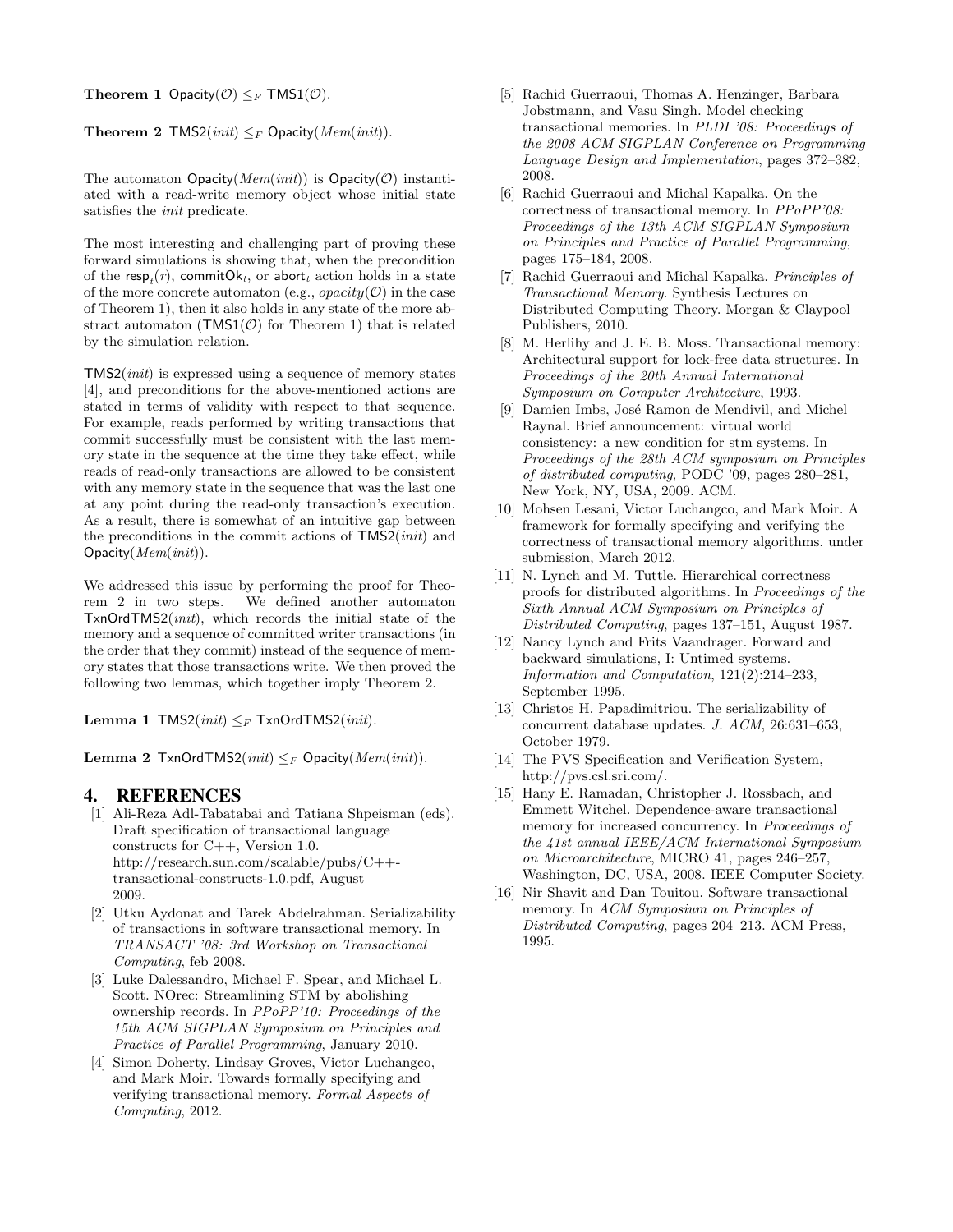**Theorem 1** $\mathsf{Opacity}(\mathcal{O}) \leq_F \mathsf{TMS1}(\mathcal{O})$.

**Theorem 2** $\mathsf{TMS2}(init) \leq_F \mathsf{Opacity}(Mem(init))$.

The automaton $\mathsf{Opacity}(Mem(init))$ is $\mathsf{Opacity}(\mathcal{O})$ instantiated with a read-write memory object whose initial state satisfies the *init* predicate.

The most interesting and challenging part of proving these forward simulations is showing that, when the precondition of the $\mathsf{resp}_t(r)$, $\mathsf{commitOk}_t$, or $\mathsf{abort}_t$ action holds in a state of the more concrete automaton (e.g., $opacity(\mathcal{O})$ in the case of Theorem 1), then it also holds in any state of the more abstract automaton ($\mathsf{TMS1}(\mathcal{O})$ for Theorem 1) that is related by the simulation relation.

$\mathsf{TMS2}(init)$ is expressed using a sequence of memory states [4], and preconditions for the above-mentioned actions are stated in terms of validity with respect to that sequence. For example, reads performed by writing transactions that commit successfully must be consistent with the last memory state in the sequence at the time they take effect, while reads of read-only transactions are allowed to be consistent with any memory state in the sequence that was the last one at any point during the read-only transaction's execution. As a result, there is somewhat of an intuitive gap between the preconditions in the commit actions of $\mathsf{TMS2}(init)$ and $\mathsf{Opacity}(Mem(init))$.

We addressed this issue by performing the proof for Theorem 2 in two steps. We defined another automaton $\mathsf{TxnOrdTMS2}(init)$, which records the initial state of the memory and a sequence of committed writer transactions (in the order that they commit) instead of the sequence of memory states that those transactions write. We then proved the following two lemmas, which together imply Theorem 2.

**Lemma 1** $\mathsf{TMS2}(init) \leq_F \mathsf{TxnOrdTMS2}(init)$.

**Lemma 2** $\mathsf{TxnOrdTMS2}(init) \leq_F \mathsf{Opacity}(Mem(init))$.

# 4. REFERENCES

[1] Ali-Reza Adl-Tabatabai and Tatiana Shpeisman (eds). Draft specification of transactional language constructs for C++, Version 1.0. http://research.sun.com/scalable/pubs/C++-transactional-constructs-1.0.pdf, August 2009.

[2] Utku Aydonat and Tarek Abdelrahman. Serializability of transactions in software transactional memory. In *TRANSACT '08: 3rd Workshop on Transactional Computing*, feb 2008.

[3] Luke Dalessandro, Michael F. Spear, and Michael L. Scott. NOrec: Streamlining STM by abolishing ownership records. In *PPoPP'10: Proceedings of the 15th ACM SIGPLAN Symposium on Principles and Practice of Parallel Programming*, January 2010.

[4] Simon Doherty, Lindsay Groves, Victor Luchangco, and Mark Moir. Towards formally specifying and verifying transactional memory. *Formal Aspects of Computing*, 2012.

[5] Rachid Guerraoui, Thomas A. Henzinger, Barbara Jobstmann, and Vasu Singh. Model checking transactional memories. In *PLDI '08: Proceedings of the 2008 ACM SIGPLAN Conference on Programming Language Design and Implementation*, pages 372–382, 2008.

[6] Rachid Guerraoui and Michal Kapalka. On the correctness of transactional memory. In *PPoPP'08: Proceedings of the 13th ACM SIGPLAN Symposium on Principles and Practice of Parallel Programming*, pages 175–184, 2008.

[7] Rachid Guerraoui and Michal Kapalka. *Principles of Transactional Memory*. Synthesis Lectures on Distributed Computing Theory. Morgan & Claypool Publishers, 2010.

[8] M. Herlihy and J. E. B. Moss. Transactional memory: Architectural support for lock-free data structures. In *Proceedings of the 20th Annual International Symposium on Computer Architecture*, 1993.

[9] Damien Imbs, José Ramon de Mendivil, and Michel Raynal. Brief announcement: virtual world consistency: a new condition for STM systems. In *Proceedings of the 28th ACM symposium on Principles of distributed computing*, PODC '09, pages 280–281, New York, NY, USA, 2009. ACM.

[10] Mohsen Lesani, Victor Luchangco, and Mark Moir. A framework for formally specifying and verifying the correctness of transactional memory algorithms. under submission, March 2012.

[11] N. Lynch and M. Tuttle. Hierarchical correctness proofs for distributed algorithms. In *Proceedings of the Sixth Annual ACM Symposium on Principles of Distributed Computing*, pages 137–151, August 1987.

[12] Nancy Lynch and Frits Vaandrager. Forward and backward simulations, I: Untimed systems. *Information and Computation*, 121(2):214–233, September 1995.

[13] Christos H. Papadimitriou. The serializability of concurrent database updates. *J. ACM*, 26:631–653, October 1979.

[14] The PVS Specification and Verification System, http://pvs.csl.sri.com/.

[15] Hany E. Ramadan, Christopher J. Rossbach, and Emmett Witchel. Dependence-aware transactional memory for increased concurrency. In *Proceedings of the 41st annual IEEE/ACM International Symposium on Microarchitecture*, MICRO 41, pages 246–257, Washington, DC, USA, 2008. IEEE Computer Society.

[16] Nir Shavit and Dan Touitou. Software transactional memory. In *ACM Symposium on Principles of Distributed Computing*, pages 204–213. ACM Press, 1995.